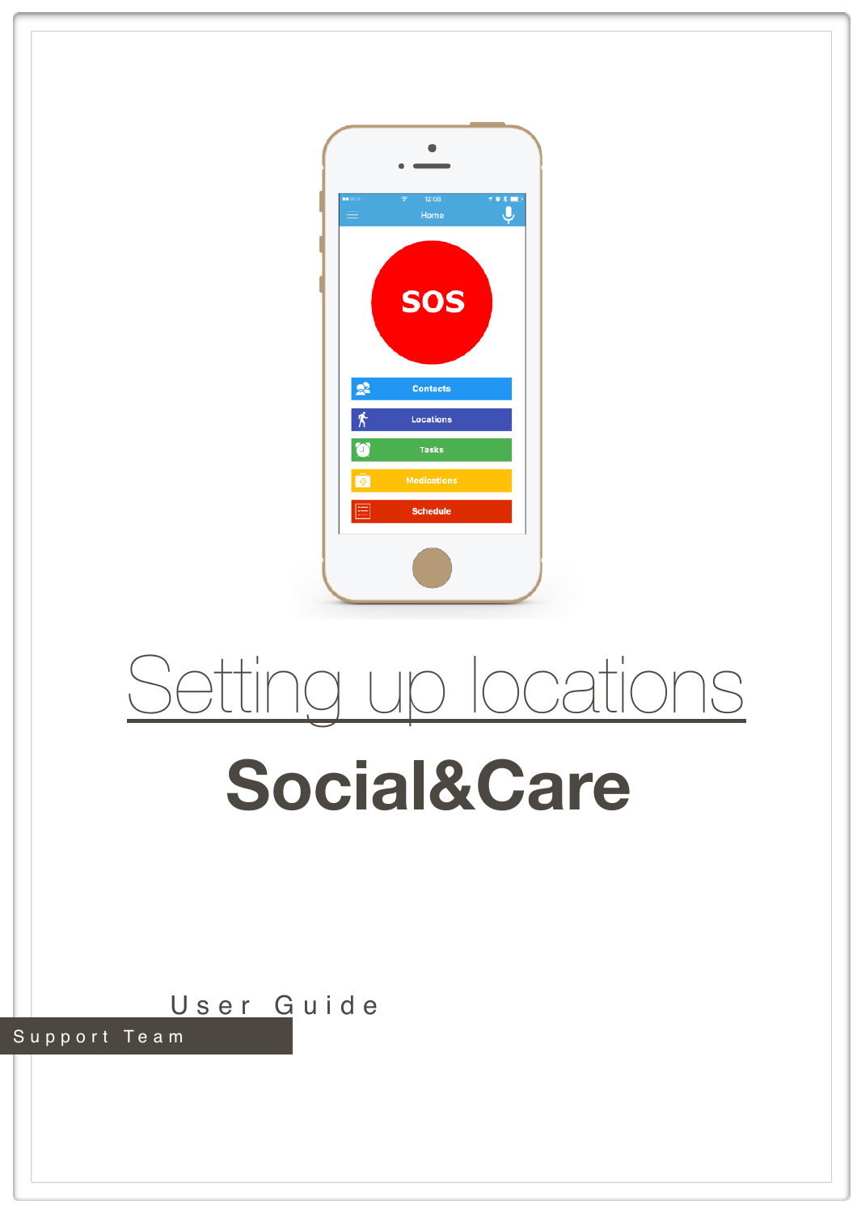# Setting up locations

# Social&Care

User Guide

Support Team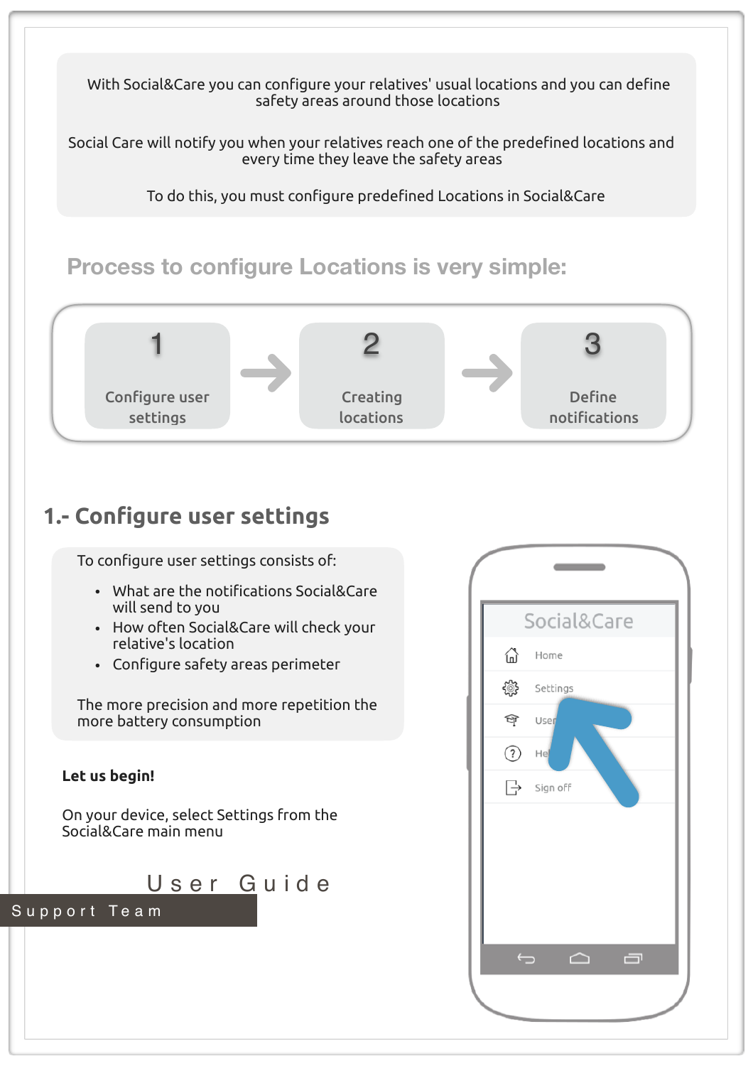With Social&Care you can configure your relatives' usual locations and you can define safety areas around those locations

Social Care will notify you when your relatives reach one of the predefined locations and every time they leave the safety areas

To do this, you must configure predefined Locations in Social&Care

## Process to configure Locations is very simple:

1. Configure user settings
2. Creating locations
3. Define notifications

## 1.- Configure user settings

To configure user settings consists of:

- What are the notifications Social&Care will send to you
- How often Social&Care will check your relative's location
- Configure safety areas perimeter

The more precision and more repetition the more battery consumption

**Let us begin!**

On your device, select Settings from the Social&Care main menu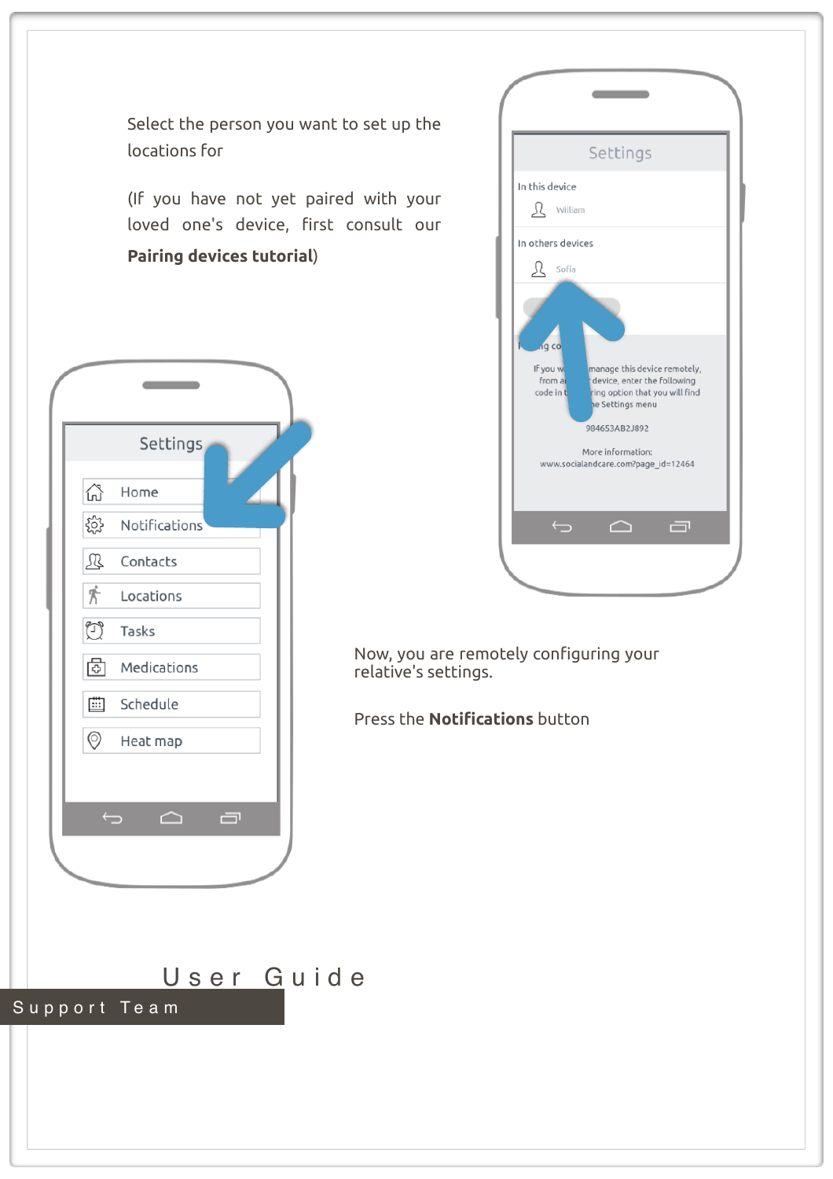Select the person you want to set up the locations for

(If you have not yet paired with your loved one's device, first consult our **Pairing devices tutorial**)

Now, you are remotely configuring your relative's settings.

Press the **Notifications** button

User Guide

Support Team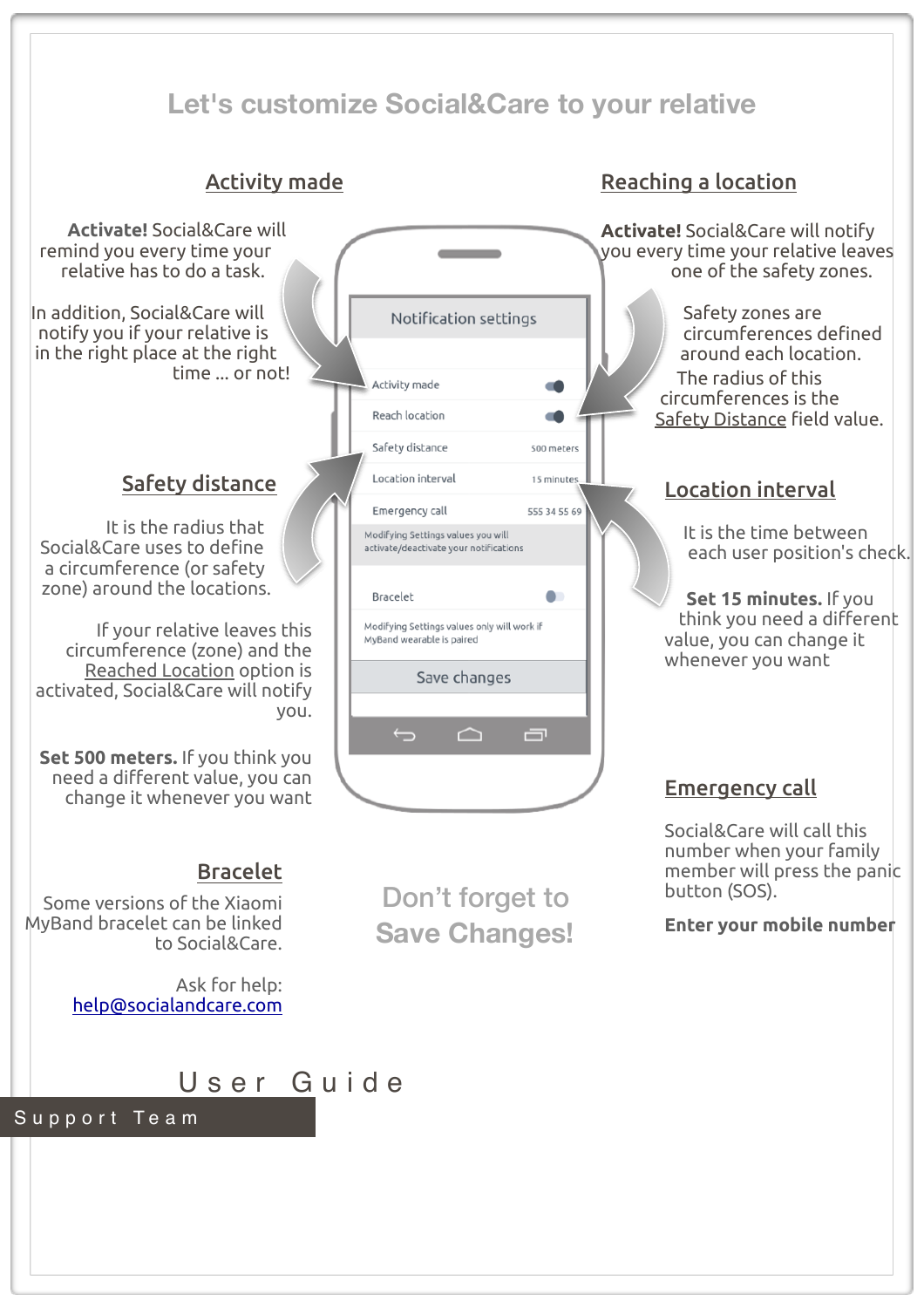# Let's customize Social&Care to your relative

## Activity made

**Activate!** Social&Care will remind you every time your relative has to do a task.

In addition, Social&Care will notify you if your relative is in the right place at the right time ... or not!

## Reaching a location

**Activate!** Social&Care will notify you every time your relative leaves one of the safety zones.

Safety zones are circumferences defined around each location.

The radius of this circumferences is the Safety Distance field value.

Notification settings

| | |
|---|---|
| Activity made | |
| Reach location | |
| Safety distance | 500 meters |
| Location interval | 15 minutes |
| Emergency call | 555 34 55 69 |

Modifying Settings values you will activate/deactivate your notifications

Bracelet

Modifying Settings values only will work if MyBand wearable is paired

Save changes

## Safety distance

It is the radius that Social&Care uses to define a circumference (or safety zone) around the locations.

If your relative leaves this circumference (zone) and the Reached Location option is activated, Social&Care will notify you.

**Set 500 meters.** If you think you need a different value, you can change it whenever you want

## Location interval

It is the time between each user position's check.

**Set 15 minutes.** If you think you need a different value, you can change it whenever you want

## Emergency call

Social&Care will call this number when your family member will press the panic button (SOS).

**Enter your mobile number**

## Bracelet

Some versions of the Xiaomi MyBand bracelet can be linked to Social&Care.

Ask for help: help@socialandcare.com

Don't forget to Save Changes!

User Guide

Support Team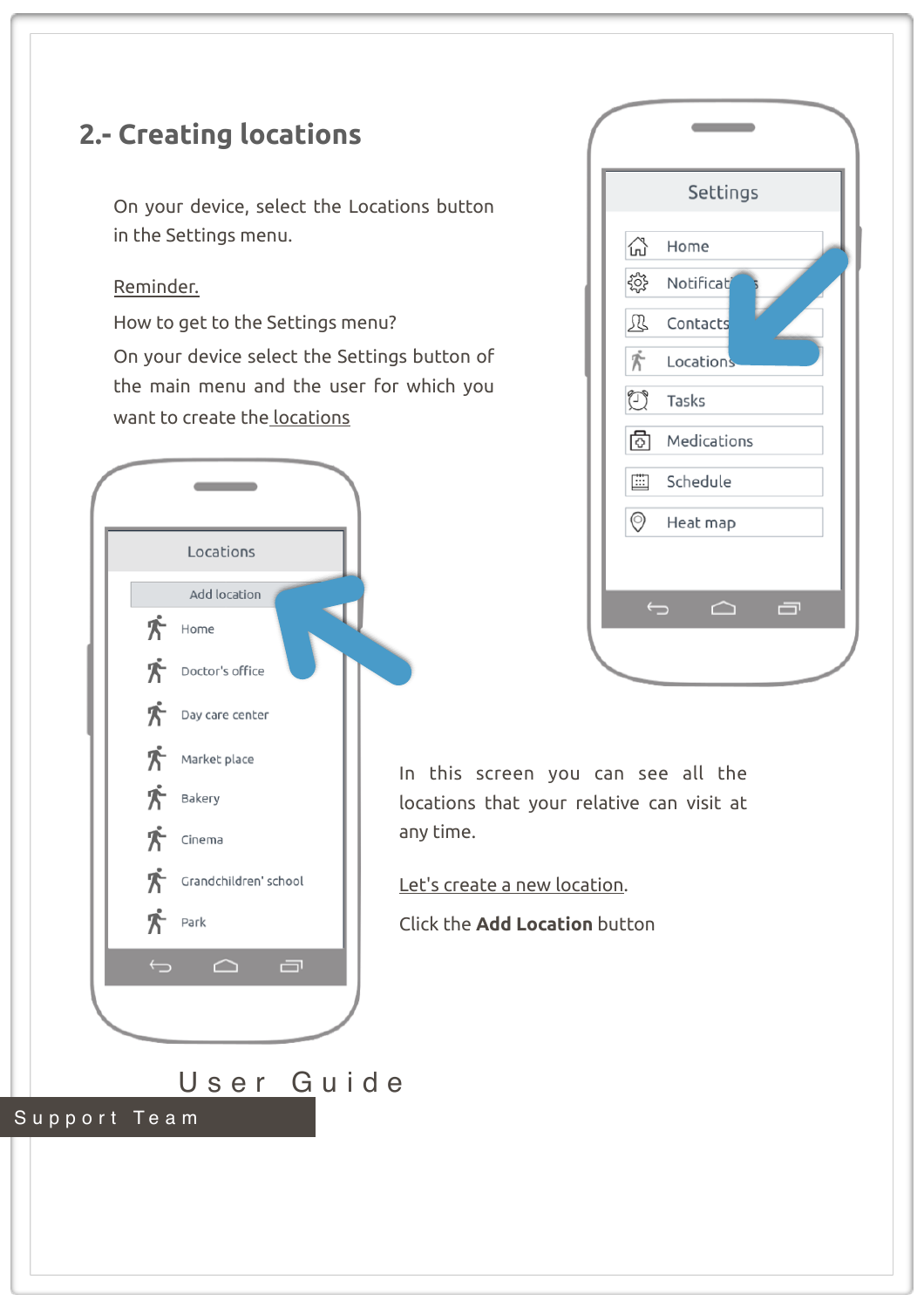## 2.- Creating locations

On your device, select the Locations button in the Settings menu.

Reminder.

How to get to the Settings menu?

On your device select the Settings button of the main menu and the user for which you want to create the locations

In this screen you can see all the locations that your relative can visit at any time.

Let's create a new location.

Click the **Add Location** button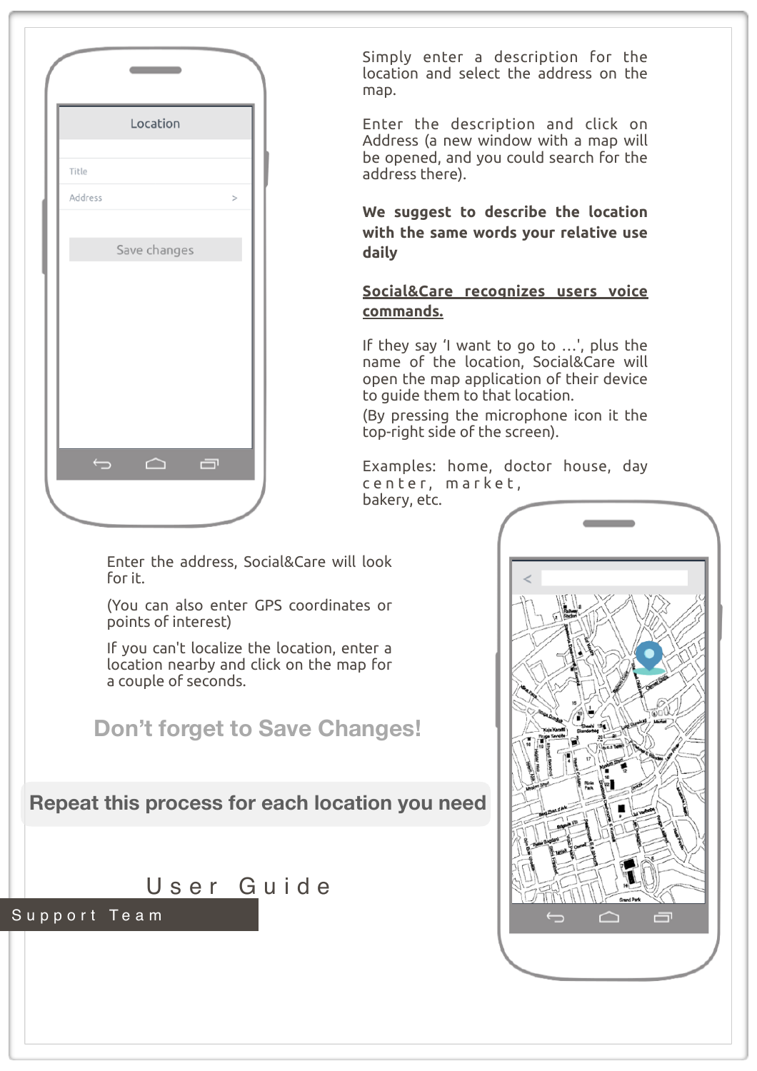Simply enter a description for the location and select the address on the map.

Enter the description and click on Address (a new window with a map will be opened, and you could search for the address there).

**We suggest to describe the location with the same words your relative use daily**

**Social&Care recognizes users voice commands.**

If they say 'I want to go to ...', plus the name of the location, Social&Care will open the map application of their device to guide them to that location.
(By pressing the microphone icon it the top-right side of the screen).

Examples: home, doctor house, day center, market, bakery, etc.

Enter the address, Social&Care will look for it.

(You can also enter GPS coordinates or points of interest)

If you can't localize the location, enter a location nearby and click on the map for a couple of seconds.

**Don't forget to Save Changes!**

**Repeat this process for each location you need**

User Guide

Support Team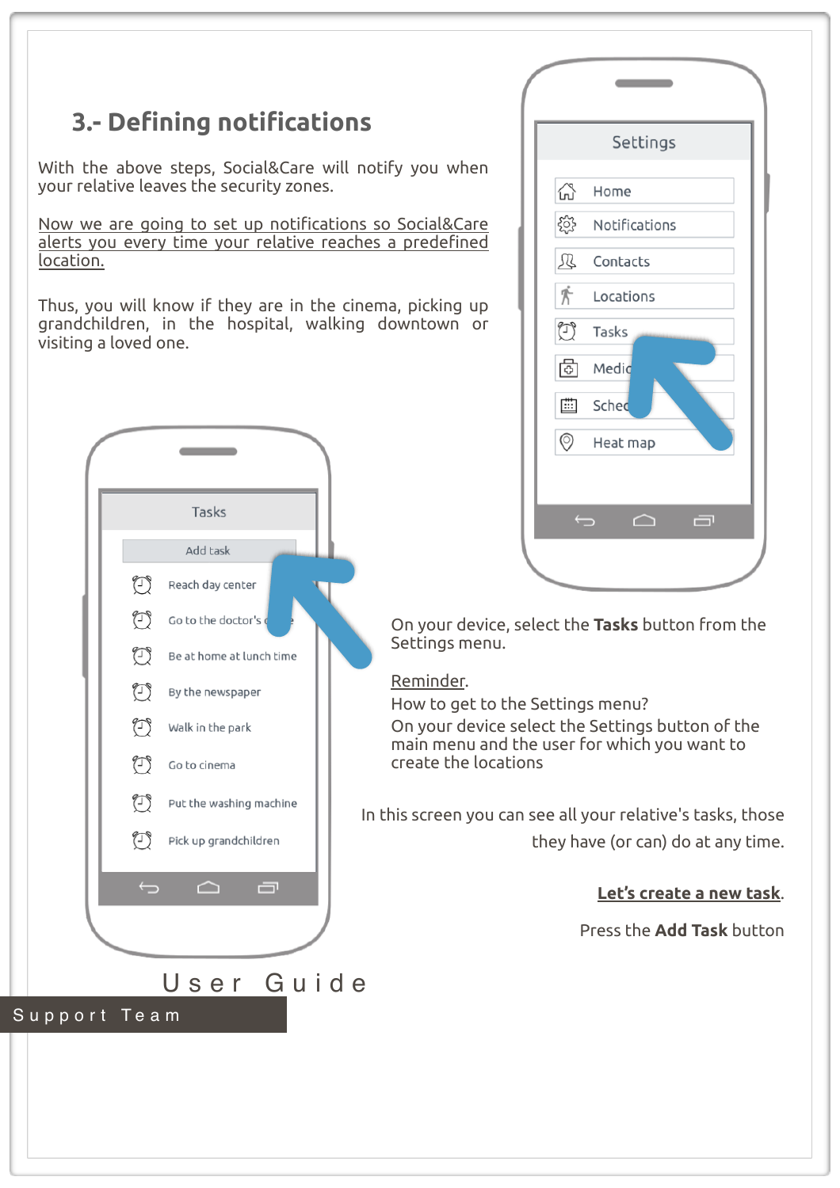## 3.- Defining notifications

With the above steps, Social&Care will notify you when your relative leaves the security zones.

Now we are going to set up notifications so Social&Care alerts you every time your relative reaches a predefined location.

Thus, you will know if they are in the cinema, picking up grandchildren, in the hospital, walking downtown or visiting a loved one.

On your device, select the **Tasks** button from the Settings menu.

Reminder.
How to get to the Settings menu?
On your device select the Settings button of the main menu and the user for which you want to create the locations

In this screen you can see all your relative's tasks, those they have (or can) do at any time.

**Let's create a new task.**

Press the **Add Task** button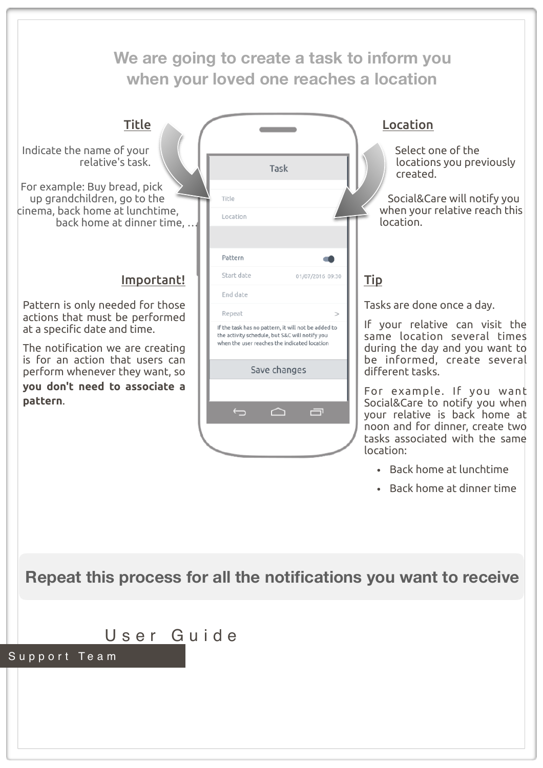## We are going to create a task to inform you when your loved one reaches a location

### Title

Indicate the name of your relative's task.

For example: Buy bread, pick up grandchildren, go to the cinema, back home at lunchtime, back home at dinner time, …

### Location

Select one of the locations you previously created.

Social&Care will notify you when your relative reach this location.

Task

Title

Location

Pattern

Start date 01/07/2016 09:30

End date

Repeat >

If the task has no pattern, it will not be added to the activity schedule, but S&C will notify you when the user reaches the indicated location

Save changes

### Important!

Pattern is only needed for those actions that must be performed at a specific date and time.

The notification we are creating is for an action that users can perform whenever they want, so **you don't need to associate a pattern**.

### Tip

Tasks are done once a day.

If your relative can visit the same location several times during the day and you want to be informed, create several different tasks.

For example. If you want Social&Care to notify you when your relative is back home at noon and for dinner, create two tasks associated with the same location:

- Back home at lunchtime
- Back home at dinner time

## Repeat this process for all the notifications you want to receive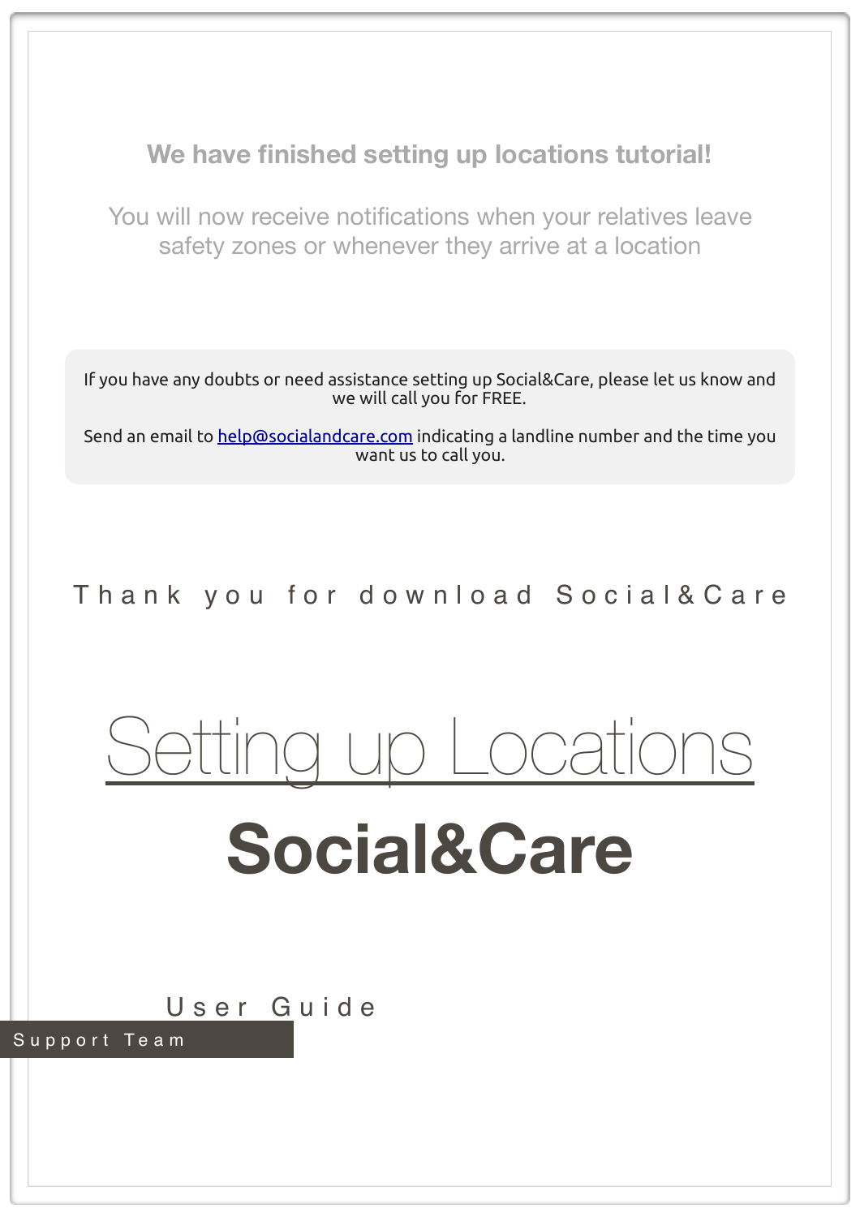## We have finished setting up locations tutorial!

You will now receive notifications when your relatives leave safety zones or whenever they arrive at a location

If you have any doubts or need assistance setting up Social&Care, please let us know and we will call you for FREE.

Send an email to help@socialandcare.com indicating a landline number and the time you want us to call you.

Thank you for download Social&Care

# Setting up Locations

# Social&Care

User Guide

Support Team